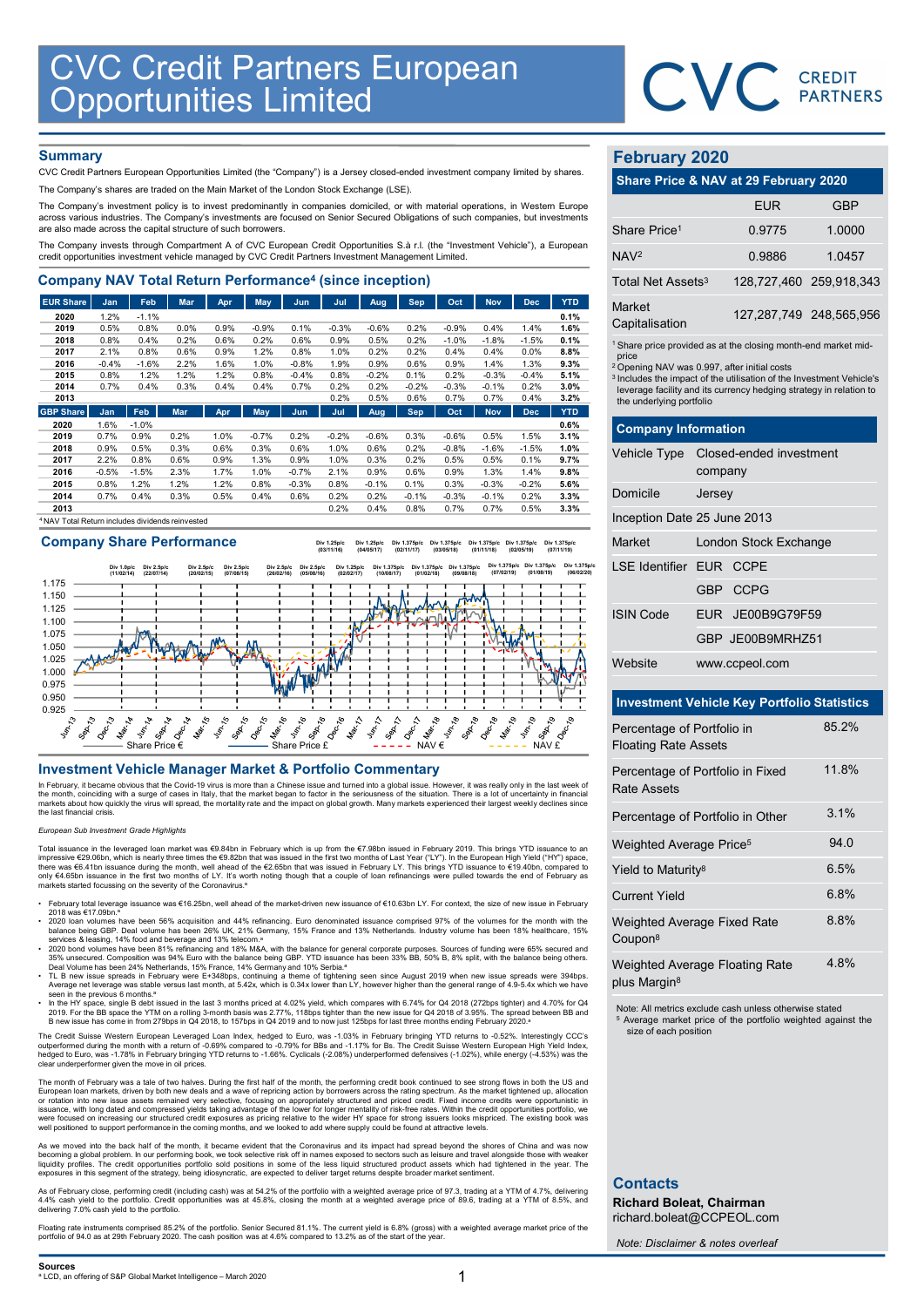# CVC Credit Partners European Opportunities Limited

## Summary

CVC Credit Partners European Opportunities Limited (the "Company") is a Jersey closed-ended investment company limited by shares.

The Company's shares are traded on the Main Market of the London Stock Exchange (LSE).

The Company's investment policy is to invest predominantly in companies domiciled, or with material operations, in Western Europe across various industries. The Company's investments are focused on Senior Secured Obligations of such companies, but investments are also made across the capital structure of such borrowers.

The Company invests through Compartment A of CVC European Credit Opportunities S.à r.l. (the "Investment Vehicle"), a European credit opportunities investment vehicle managed by CVC Credit Partners Investment Management Limited.

## Company NAV Total Return Performance[4] (since inception)

| EUR Share | Jan | Feb | Mar | Apr | May | Jun | Jul | Aug | Sep | Oct | Nov | Dec | YTD |
|---|---|---|---|---|---|---|---|---|---|---|---|---|---|
| 2020 | 1.2% | -1.1% | | | | | | | | | | | 0.1% |
| 2019 | 0.5% | 0.8% | 0.0% | 0.9% | -0.9% | 0.1% | -0.3% | -0.6% | 0.2% | -0.9% | 0.4% | 1.4% | 1.6% |
| 2018 | 0.8% | 0.4% | 0.2% | 0.6% | 0.2% | 0.6% | 0.9% | 0.5% | 0.2% | -1.0% | -1.8% | -1.5% | 0.1% |
| 2017 | 2.1% | 0.8% | 0.6% | 0.9% | 1.2% | 0.8% | 1.0% | 0.2% | 0.2% | 0.4% | 0.4% | 0.0% | 8.8% |
| 2016 | -0.4% | -1.6% | 2.2% | 1.6% | 1.0% | -0.8% | 1.9% | 0.9% | 0.6% | 0.9% | 1.4% | 1.3% | 9.3% |
| 2015 | 0.8% | 1.2% | 1.2% | 1.2% | 0.8% | -0.4% | 0.8% | -0.2% | 0.1% | 0.2% | -0.3% | -0.4% | 5.1% |
| 2014 | 0.7% | 0.4% | 0.3% | 0.4% | 0.4% | 0.7% | 0.2% | 0.2% | -0.2% | -0.3% | -0.1% | 0.2% | 3.0% |
| 2013 | | | | | | | 0.2% | 0.5% | 0.6% | 0.7% | 0.7% | 0.4% | 3.2% |

| GBP Share | Jan | Feb | Mar | Apr | May | Jun | Jul | Aug | Sep | Oct | Nov | Dec | YTD |
|---|---|---|---|---|---|---|---|---|---|---|---|---|---|
| 2020 | 1.6% | -1.0% | | | | | | | | | | | 0.6% |
| 2019 | 0.7% | 0.9% | 0.2% | 1.0% | -0.7% | 0.2% | -0.2% | -0.6% | 0.3% | -0.6% | 0.5% | 1.5% | 3.1% |
| 2018 | 0.9% | 0.5% | 0.3% | 0.6% | 0.3% | 0.6% | 1.0% | 0.6% | 0.2% | -0.8% | -1.6% | -1.5% | 1.0% |
| 2017 | 2.2% | 0.8% | 0.6% | 0.9% | 1.3% | 0.9% | 1.0% | 0.3% | 0.2% | 0.5% | 0.5% | 0.1% | 9.7% |
| 2016 | -0.5% | -1.5% | 2.3% | 1.7% | 1.0% | -0.7% | 2.1% | 0.9% | 0.6% | 0.9% | 1.3% | 1.4% | 9.8% |
| 2015 | 0.8% | 1.2% | 1.2% | 1.2% | 0.8% | -0.3% | 0.8% | -0.1% | 0.1% | 0.3% | -0.3% | -0.2% | 5.6% |
| 2014 | 0.7% | 0.4% | 0.3% | 0.5% | 0.4% | 0.6% | 0.2% | 0.2% | -0.1% | -0.3% | -0.1% | 0.2% | 3.3% |
| 2013 | | | | | | | 0.2% | 0.4% | 0.8% | 0.7% | 0.7% | 0.5% | 3.3% |

[4] NAV Total Return includes dividends reinvested

## Company Share Performance

Share Price € | Share Price £ | NAV € | NAV £

## Investment Vehicle Manager Market & Portfolio Commentary

In February, it became obvious that the Covid-19 virus is more than a Chinese issue and turned into a global issue. However, it was really only in the last week of the month, coinciding with a surge of cases in Italy, that the market began to factor in the seriousness of the situation. There is a lot of uncertainty in financial markets about how quickly the virus will spread, the mortality rate and the impact on global growth. Many markets experienced their largest weekly declines since the last financial crisis.

*European Sub Investment Grade Highlights*

Total issuance in the leveraged loan market was €9.84bn in February which is up from the €7.98bn issued in February 2019. This brings YTD issuance to an impressive €29.06bn, which is nearly three times the €9.82bn that was issued in the first two months of Last Year ("LY"). In the European High Yield ("HY") space, there was €6.41bn issuance during the month, well ahead of the €2.65bn that was issued in February LY. This brings YTD issuance to €19.40bn, compared to only €4.65bn issued in the first two months of LY. It's worth noting though that a couple of loan refinancings were pulled towards the end of February as markets started focussing on the severity of the Coronavirus.[a]

- February total leverage issuance was €16.25bn, well ahead of the market-driven new issuance of €10.63bn LY. For context, the size of new issue in February 2018 was €17.09bn.[a]
- 2020 loan volumes have been 56% acquisition and 44% refinancing. Euro denominated issuance comprised 97% of the volumes for the month with the balance being GBP. Deal volume has been 26% UK, 21% Germany, 15% France and 13% Netherlands. Industry volume has been 18% healthcare, 15% services & leasing, 14% food and beverage and 13% telecom.[a]
- 2020 bond volumes have been 81% refinancing and 18% M&A, with the balance for general corporate purposes. Sources of funding were 65% secured and 35% unsecured. Composition was 94% Euro with the balance being GBP. YTD issuance has been 33% BB, 50% B, 8% split, with the balance being others. Deal Volume has been 24% Netherlands, 15% France, 14% Germany and 10% Serbia.[a]
- TL B new issue spreads in February were E+348bps, continuing a theme of tightening seen since August 2019 when new issue spreads were 394bps. Average net leverage was stable versus last month, at 5.42x, which is 0.34x lower than LY, however higher than the general range of 4.9-5.4x which we have seen in the previous 6 months.[a]
- In the HY space, single B debt issued in the last 3 months priced at 4.02% yield, which compares with 6.74% for Q4 2018 (272bps tighter) and 4.70% for Q4 2019. For the BB space the YTM on a rolling 3-month basis was 2.77%, 118bps tighter than the new issue for Q4 2018 of 3.95%. The spread between BB and B new issue has come in from 279bps in Q4 2018, to 157bps in Q4 2019 and to now just 125bps for last three months ending February 2020.[a]

The Credit Suisse Western European Leveraged Loan Index, hedged to Euro, was -1.03% in February bringing YTD returns to -0.52%. Interestingly CCC's outperformed during the month with a return of -0.69% compared to -0.79% for BBs and -1.17% for Bs. The Credit Suisse Western European High Yield Index, hedged to Euro, was -1.78% in February bringing YTD returns to -1.66%. Cyclicals (-2.08%) underperformed defensives (-1.02%), while energy (-4.53%) was the clear underperformer given the move in oil prices.

The month of February was a tale of two halves. During the first half of the month, the performing credit book continued to see strong flows in both the US and European loan markets, driven by both new deals and a wave of repricing action by borrowers across the rating spectrum. As the market tightened up, allocation or rotation into new issue assets remained very selective, focusing on appropriately structured and priced credit. Fixed income credits were opportunistic in issuance, with long dated and compressed yields taking advantage of the lower for longer mentality of risk-free rates. Within the credit opportunities portfolio, we were focused on increasing our structured credit exposures as pricing relative to the wider HY space for strong issuers looks mispriced. The existing book was well positioned to support performance in the coming months, and we looked to add where supply could be found at attractive levels.

As we moved into the back half of the month, it became evident that the Coronavirus and its impact had spread beyond the shores of China and was now becoming a global problem. In our performing book, we took selective risk off in names exposed to sectors such as leisure and travel alongside those with weaker liquidity profiles. The credit opportunities portfolio sold positions in some of the less liquid structured product assets which had tightened in the year. The exposures in this segment of the strategy, being idiosyncratic, are expected to deliver target returns despite broader market sentiment.

As of February close, performing credit (including cash) was at 54.2% of the portfolio with a weighted average price of 97.3, trading at a YTM of 4.7%, delivering 4.4% cash yield to the portfolio. Credit opportunities was at 45.8%, closing the month at a weighted average price of 89.6, trading at a YTM of 8.5%, and delivering 7.0% cash yield to the portfolio.

Floating rate instruments comprised 85.2% of the portfolio. Senior Secured 81.1%. The current yield is 6.8% (gross) with a weighted average market price of the portfolio of 94.0 as at 29th February 2020. The cash position was at 4.6% compared to 13.2% as of the start of the year.

**Sources**

[a] LCD, an offering of S&P Global Market Intelligence – March 2020

## February 2020

### Share Price & NAV at 29 February 2020

| | EUR | GBP |
|---|---|---|
| Share Price[1] | 0.9775 | 1.0000 |
| NAV[2] | 0.9886 | 1.0457 |
| Total Net Assets[3] | 128,727,460 | 259,918,343 |
| Market Capitalisation | 127,287,749 | 248,565,956 |

[1] Share price provided as at the closing month-end market mid-price
[2] Opening NAV was 0.997, after initial costs
[3] Includes the impact of the utilisation of the Investment Vehicle's leverage facility and its currency hedging strategy in relation to the underlying portfolio

### Company Information

| | |
|---|---|
| Vehicle Type | Closed-ended investment company |
| Domicile | Jersey |
| Inception Date | 25 June 2013 |
| Market | London Stock Exchange |
| LSE Identifier | EUR CCPE |
| | GBP CCPG |
| ISIN Code | EUR JE00B9G79F59 |
| | GBP JE00B9MRHZ51 |
| Website | www.ccpeol.com |

### Investment Vehicle Key Portfolio Statistics

| | |
|---|---|
| Percentage of Portfolio in Floating Rate Assets | 85.2% |
| Percentage of Portfolio in Fixed Rate Assets | 11.8% |
| Percentage of Portfolio in Other | 3.1% |
| Weighted Average Price[5] | 94.0 |
| Yield to Maturity[8] | 6.5% |
| Current Yield | 6.8% |
| Weighted Average Fixed Rate Coupon[8] | 8.8% |
| Weighted Average Floating Rate plus Margin[8] | 4.8% |

Note: All metrics exclude cash unless otherwise stated
[5] Average market price of the portfolio weighted against the size of each position

## Contacts

**Richard Boleat, Chairman**
richard.boleat@CCPEOL.com

*Note: Disclaimer & notes overleaf*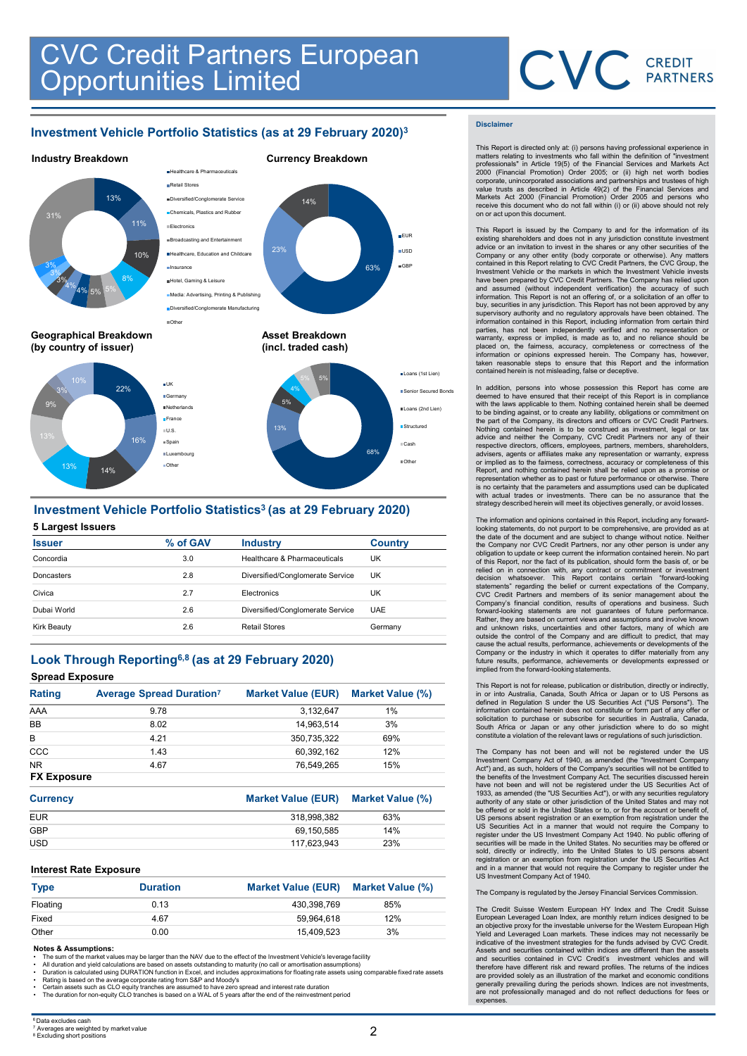# CVC Credit Partners European Opportunities Limited

CVC CREDIT PARTNERS

## Investment Vehicle Portfolio Statistics (as at 29 February 2020)[3]

### Industry Breakdown

13%
11%
10%
8%
5%
5%
4%
3%
3%
3%
31%

Healthcare & Pharmaceuticals
Retail Stores
Diversified/Conglomerate Service
Chemicals, Plastics and Rubber
Electronics
Broadcasting and Entertainment
Healthcare, Education and Childcare
Insurance
Hotel, Gaming & Leisure
Media: Advertising, Printing & Publishing
Diversified/Conglomerate Manufacturing
Other

### Currency Breakdown

63%
23%
14%

EUR
USD
GBP

### Geographical Breakdown (by country of issuer)

22%
16%
14%
13%
13%
9%
3%
10%

UK
Germany
Netherlands
France
U.S.
Spain
Luxembourg
Other

### Asset Breakdown (incl. traded cash)

68%
13%
5%
4%
5%
5%

Loans (1st Lien)
Senior Secured Bonds
Loans (2nd Lien)
Structured
Cash
Other

## Investment Vehicle Portfolio Statistics[3] (as at 29 February 2020)

### 5 Largest Issuers

| Issuer | % of GAV | Industry | Country |
|---|---|---|---|
| Concordia | 3.0 | Healthcare & Pharmaceuticals | UK |
| Doncasters | 2.8 | Diversified/Conglomerate Service | UK |
| Civica | 2.7 | Electronics | UK |
| Dubai World | 2.6 | Diversified/Conglomerate Service | UAE |
| Kirk Beauty | 2.6 | Retail Stores | Germany |

## Look Through Reporting[6,8] (as at 29 February 2020)

### Spread Exposure

| Rating | Average Spread Duration[7] | Market Value (EUR) | Market Value (%) |
|---|---|---|---|
| AAA | 9.78 | 3,132,647 | 1% |
| BB | 8.02 | 14,963,514 | 3% |
| B | 4.21 | 350,735,322 | 69% |
| CCC | 1.43 | 60,392,162 | 12% |
| NR | 4.67 | 76,549,265 | 15% |

### FX Exposure

| Currency | Market Value (EUR) | Market Value (%) |
|---|---|---|
| EUR | 318,998,382 | 63% |
| GBP | 69,150,585 | 14% |
| USD | 117,623,943 | 23% |

### Interest Rate Exposure

| Type | Duration | Market Value (EUR) | Market Value (%) |
|---|---|---|---|
| Floating | 0.13 | 430,398,769 | 85% |
| Fixed | 4.67 | 59,964,618 | 12% |
| Other | 0.00 | 15,409,523 | 3% |

**Notes & Assumptions:**

- The sum of the market values may be larger than the NAV due to the effect of the Investment Vehicle's leverage facility
- All duration and yield calculations are based on assets outstanding to maturity (no call or amortisation assumptions)
- Duration is calculated using DURATION function in Excel, and includes approximations for floating rate assets using comparable fixed rate assets
- Rating is based on the average corporate rating from S&P and Moody's
- Certain assets such as CLO equity tranches are assumed to have zero spread and interest rate duration
- The duration for non-equity CLO tranches is based on a WAL of 5 years after the end of the reinvestment period

### Disclaimer

This Report is directed only at: (i) persons having professional experience in matters relating to investments who fall within the definition of "investment professionals" in Article 19(5) of the Financial Services and Markets Act 2000 (Financial Promotion) Order 2005; or (ii) high net worth bodies corporate, unincorporated associations and partnerships and trustees of high value trusts as described in Article 49(2) of the Financial Services and Markets Act 2000 (Financial Promotion) Order 2005 and persons who receive this document who do not fall within (i) or (ii) above should not rely on or act upon this document.

This Report is issued by the Company to and for the information of its existing shareholders and does not in any jurisdiction constitute investment advice or an invitation to invest in the shares or any other securities of the Company or any other entity (body corporate or otherwise). Any matters contained in this Report relating to CVC Credit Partners, the CVC Group, the Investment Vehicle or the markets in which the Investment Vehicle invests have been prepared by CVC Credit Partners. The Company has relied upon and assumed (without independent verification) the accuracy of such information. This Report is not an offering of, or a solicitation of an offer to buy, securities in any jurisdiction. This Report has not been approved by any supervisory authority and no regulatory approvals have been obtained. The information contained in this Report, including information from certain third parties, has not been independently verified and no representation or warranty, express or implied, is made as to, and no reliance should be placed on, the fairness, accuracy, completeness or correctness of the information or opinions expressed herein. The Company has, however, taken reasonable steps to ensure that this Report and the information contained herein is not misleading, false or deceptive.

In addition, persons into whose possession this Report has come are deemed to have ensured that their receipt of this Report is in compliance with the laws applicable to them. Nothing contained herein is be deemed to be binding against, or to create any liability, obligations or commitment on the part of the Company, its directors and officers or CVC Credit Partners. Nothing contained herein is to be construed as investment, legal or tax advice and neither the Company, CVC Credit Partners nor any of their respective directors, officers, employees, partners, members, shareholders, advisers, agents or affiliates make any representation or warranty, express or implied as to the fairness, correctness, accuracy or completeness of this Report, and nothing contained herein shall be relied upon as a promise or representation whether as to past or future performance or otherwise. There is no certainty that the parameters and assumptions used can be duplicated with actual trades or investments. There can be no assurance that the strategy described herein will meet its objectives generally, or avoid losses.

The information and opinions contained in this Report, including any forward-looking statements, do not purport to be comprehensive, are provided as at the date of the document and are subject to change without notice. Neither the Company nor CVC Credit Partners, nor any other person is under any obligation to update or keep current the information contained herein. No part of this Report, nor the fact of its publication, should form the basis of, or be relied on in connection with, any contract or commitment or investment decision whatsoever. This Report contains certain "forward-looking statements" regarding the belief or current expectations of the Company, CVC Credit Partners and members of its senior management about the Company's financial condition, results of operations and business. Such forward-looking statements are not guarantees of future performance. Rather, they are based on current views and assumptions and involve known and unknown risks, uncertainties and other factors, many of which are outside the control of the Company and are difficult to predict, that may cause the actual results, performance, achievements or developments of the Company or the industry in which it operates to differ materially from any future results, performance, achievements or developments expressed or implied from the forward-looking statements.

This Report is not for release, publication or distribution, directly or indirectly, in or into Australia, Canada, South Africa or Japan or to US Persons as defined in Regulation S under the US Securities Act ("US Persons"). The information contained herein does not constitute or form part of any offer or solicitation to purchase or subscribe for securities in Australia, Canada, South Africa or Japan or any other jurisdiction where to do so might constitute a violation of the relevant laws or regulations of such jurisdiction.

The Company has not been and will not be registered under the US Investment Company Act of 1940, as amended (the "Investment Company Act") and, as such, holders of the Company's securities will not be entitled to the benefits of the Investment Company Act. The securities discussed herein have not been and will not be registered under the US Securities Act of 1933, as amended (the "US Securities Act"), or with any securities regulatory authority of any state or other jurisdiction of the United States and may not be offered or sold in the United States or to, or for the account or benefit of, US persons absent registration or an exemption from registration under the US Securities Act in a manner that would not require the Company to register under the US Investment Company Act 1940. No public offering of securities will be made in the United States. No securities may be offered or sold, directly or indirectly, into the United States to US persons absent registration or an exemption from registration under the US Securities Act and in a manner that would not require the Company to register under the US Investment Company Act of 1940.

The Company is regulated by the Jersey Financial Services Commission.

The Credit Suisse Western European HY Index and The Credit Suisse European Leveraged Loan Index, are monthly return indices designed to be an objective proxy for the investable universe for the Western European High Yield and Leveraged Loan markets. These indices may not necessarily be indicative of the investment strategies for the funds advised by CVC Credit. Assets and securities contained within indices are different than the assets and securities contained in CVC Credit's investment vehicles and will therefore have different risk and reward profiles. The returns of the indices are provided solely as an illustration of the market and economic conditions generally prevailing during the periods shown. Indices are not investments, are not professionally managed and do not reflect deductions for fees or expenses.

[6] Data excludes cash
[7] Averages are weighted by market value
[8] Excluding short positions